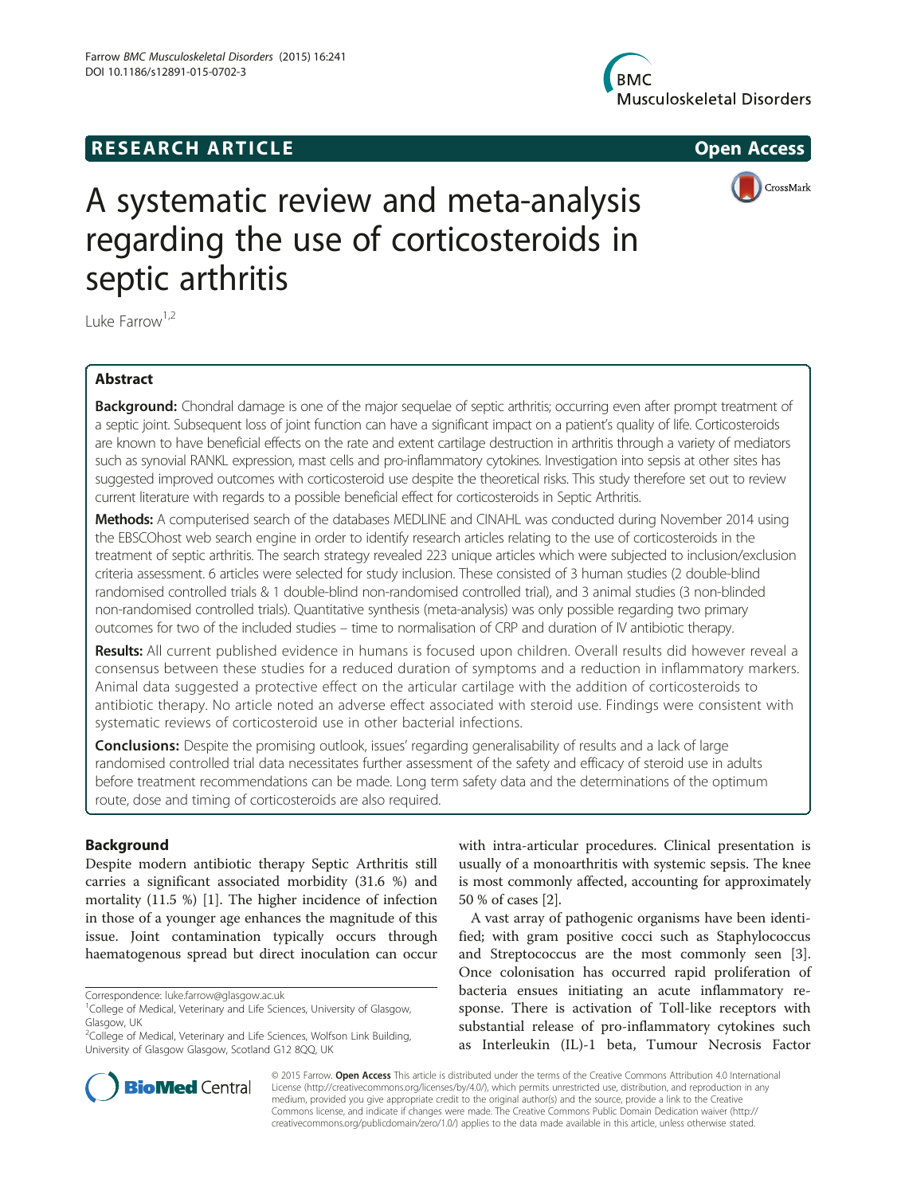RESEARCH ARTICLE Open Access

# A systematic review and meta-analysis regarding the use of corticosteroids in septic arthritis

Luke Farrow[1,2]

## Abstract

**Background:** Chondral damage is one of the major sequelae of septic arthritis; occurring even after prompt treatment of a septic joint. Subsequent loss of joint function can have a significant impact on a patient's quality of life. Corticosteroids are known to have beneficial effects on the rate and extent cartilage destruction in arthritis through a variety of mediators such as synovial RANKL expression, mast cells and pro-inflammatory cytokines. Investigation into sepsis at other sites has suggested improved outcomes with corticosteroid use despite the theoretical risks. This study therefore set out to review current literature with regards to a possible beneficial effect for corticosteroids in Septic Arthritis.

**Methods:** A computerised search of the databases MEDLINE and CINAHL was conducted during November 2014 using the EBSCOhost web search engine in order to identify research articles relating to the use of corticosteroids in the treatment of septic arthritis. The search strategy revealed 223 unique articles which were subjected to inclusion/exclusion criteria assessment. 6 articles were selected for study inclusion. These consisted of 3 human studies (2 double-blind randomised controlled trials & 1 double-blind non-randomised controlled trial), and 3 animal studies (3 non-blinded non-randomised controlled trials). Quantitative synthesis (meta-analysis) was only possible regarding two primary outcomes for two of the included studies – time to normalisation of CRP and duration of IV antibiotic therapy.

**Results:** All current published evidence in humans is focused upon children. Overall results did however reveal a consensus between these studies for a reduced duration of symptoms and a reduction in inflammatory markers. Animal data suggested a protective effect on the articular cartilage with the addition of corticosteroids to antibiotic therapy. No article noted an adverse effect associated with steroid use. Findings were consistent with systematic reviews of corticosteroid use in other bacterial infections.

**Conclusions:** Despite the promising outlook, issues' regarding generalisability of results and a lack of large randomised controlled trial data necessitates further assessment of the safety and efficacy of steroid use in adults before treatment recommendations can be made. Long term safety data and the determinations of the optimum route, dose and timing of corticosteroids are also required.

## Background

Despite modern antibiotic therapy Septic Arthritis still carries a significant associated morbidity (31.6 %) and mortality (11.5 %) [1]. The higher incidence of infection in those of a younger age enhances the magnitude of this issue. Joint contamination typically occurs through haematogenous spread but direct inoculation can occur with intra-articular procedures. Clinical presentation is usually of a monoarthritis with systemic sepsis. The knee is most commonly affected, accounting for approximately 50 % of cases [2].

A vast array of pathogenic organisms have been identified; with gram positive cocci such as Staphylococcus and Streptococcus are the most commonly seen [3]. Once colonisation has occurred rapid proliferation of bacteria ensues initiating an acute inflammatory response. There is activation of Toll-like receptors with substantial release of pro-inflammatory cytokines such as Interleukin (IL)-1 beta, Tumour Necrosis Factor

Correspondence: luke.farrow@glasgow.ac.uk

[1]College of Medical, Veterinary and Life Sciences, University of Glasgow, Glasgow, UK

[2]College of Medical, Veterinary and Life Sciences, Wolfson Link Building, University of Glasgow Glasgow, Scotland G12 8QQ, UK

© 2015 Farrow. **Open Access** This article is distributed under the terms of the Creative Commons Attribution 4.0 International License (http://creativecommons.org/licenses/by/4.0/), which permits unrestricted use, distribution, and reproduction in any medium, provided you give appropriate credit to the original author(s) and the source, provide a link to the Creative Commons license, and indicate if changes were made. The Creative Commons Public Domain Dedication waiver (http://creativecommons.org/publicdomain/zero/1.0/) applies to the data made available in this article, unless otherwise stated.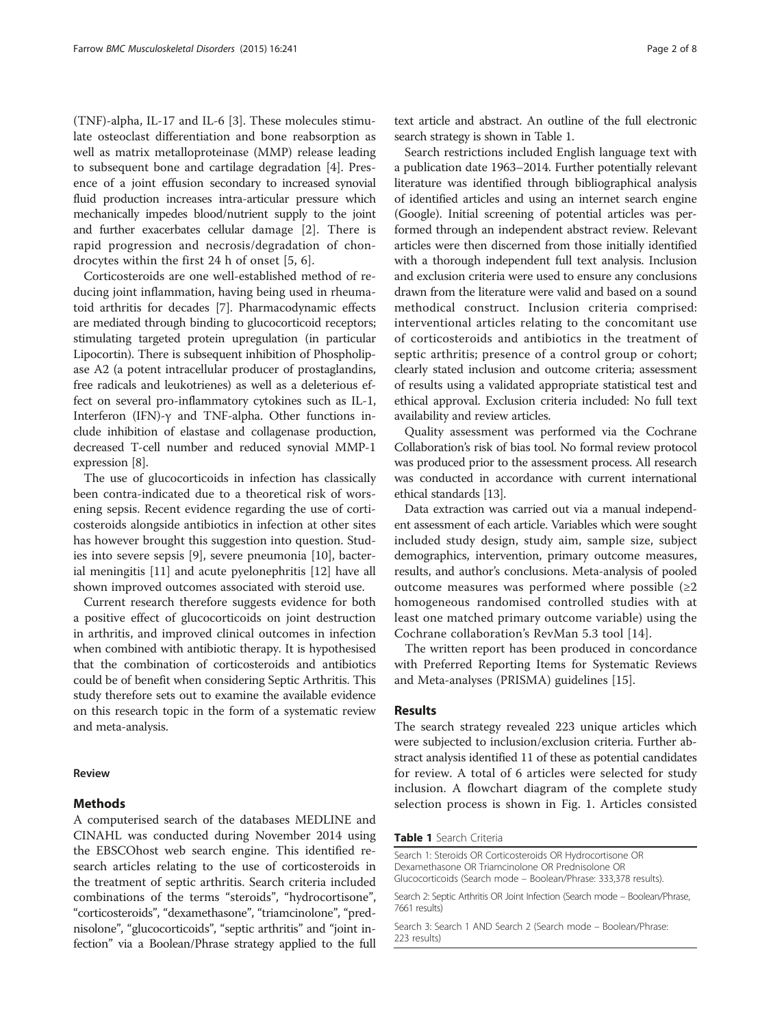(TNF)-alpha, IL-17 and IL-6 [3]. These molecules stimulate osteoclast differentiation and bone reabsorption as well as matrix metalloproteinase (MMP) release leading to subsequent bone and cartilage degradation [4]. Presence of a joint effusion secondary to increased synovial fluid production increases intra-articular pressure which mechanically impedes blood/nutrient supply to the joint and further exacerbates cellular damage [2]. There is rapid progression and necrosis/degradation of chondrocytes within the first 24 h of onset [5, 6].

Corticosteroids are one well-established method of reducing joint inflammation, having being used in rheumatoid arthritis for decades [7]. Pharmacodynamic effects are mediated through binding to glucocorticoid receptors; stimulating targeted protein upregulation (in particular Lipocortin). There is subsequent inhibition of Phospholipase A2 (a potent intracellular producer of prostaglandins, free radicals and leukotrienes) as well as a deleterious effect on several pro-inflammatory cytokines such as IL-1, Interferon (IFN)-γ and TNF-alpha. Other functions include inhibition of elastase and collagenase production, decreased T-cell number and reduced synovial MMP-1 expression [8].

The use of glucocorticoids in infection has classically been contra-indicated due to a theoretical risk of worsening sepsis. Recent evidence regarding the use of corticosteroids alongside antibiotics in infection at other sites has however brought this suggestion into question. Studies into severe sepsis [9], severe pneumonia [10], bacterial meningitis [11] and acute pyelonephritis [12] have all shown improved outcomes associated with steroid use.

Current research therefore suggests evidence for both a positive effect of glucocorticoids on joint destruction in arthritis, and improved clinical outcomes in infection when combined with antibiotic therapy. It is hypothesised that the combination of corticosteroids and antibiotics could be of benefit when considering Septic Arthritis. This study therefore sets out to examine the available evidence on this research topic in the form of a systematic review and meta-analysis.

## Review

### Methods

A computerised search of the databases MEDLINE and CINAHL was conducted during November 2014 using the EBSCOhost web search engine. This identified research articles relating to the use of corticosteroids in the treatment of septic arthritis. Search criteria included combinations of the terms "steroids", "hydrocortisone", "corticosteroids", "dexamethasone", "triamcinolone", "prednisolone", "glucocorticoids", "septic arthritis" and "joint infection" via a Boolean/Phrase strategy applied to the full text article and abstract. An outline of the full electronic search strategy is shown in Table 1.

Search restrictions included English language text with a publication date 1963–2014. Further potentially relevant literature was identified through bibliographical analysis of identified articles and using an internet search engine (Google). Initial screening of potential articles was performed through an independent abstract review. Relevant articles were then discerned from those initially identified with a thorough independent full text analysis. Inclusion and exclusion criteria were used to ensure any conclusions drawn from the literature were valid and based on a sound methodical construct. Inclusion criteria comprised: interventional articles relating to the concomitant use of corticosteroids and antibiotics in the treatment of septic arthritis; presence of a control group or cohort; clearly stated inclusion and outcome criteria; assessment of results using a validated appropriate statistical test and ethical approval. Exclusion criteria included: No full text availability and review articles.

Quality assessment was performed via the Cochrane Collaboration's risk of bias tool. No formal review protocol was produced prior to the assessment process. All research was conducted in accordance with current international ethical standards [13].

Data extraction was carried out via a manual independent assessment of each article. Variables which were sought included study design, study aim, sample size, subject demographics, intervention, primary outcome measures, results, and author's conclusions. Meta-analysis of pooled outcome measures was performed where possible (≥2 homogeneous randomised controlled studies with at least one matched primary outcome variable) using the Cochrane collaboration's RevMan 5.3 tool [14].

The written report has been produced in concordance with Preferred Reporting Items for Systematic Reviews and Meta-analyses (PRISMA) guidelines [15].

## Results

The search strategy revealed 223 unique articles which were subjected to inclusion/exclusion criteria. Further abstract analysis identified 11 of these as potential candidates for review. A total of 6 articles were selected for study inclusion. A flowchart diagram of the complete study selection process is shown in Fig. 1. Articles consisted

**Table 1** Search Criteria

| |
|---|
| Search 1: Steroids OR Corticosteroids OR Hydrocortisone OR Dexamethasone OR Triamcinolone OR Prednisolone OR Glucocorticoids (Search mode – Boolean/Phrase: 333,378 results). |
| Search 2: Septic Arthritis OR Joint Infection (Search mode – Boolean/Phrase, 7661 results) |
| Search 3: Search 1 AND Search 2 (Search mode – Boolean/Phrase: 223 results) |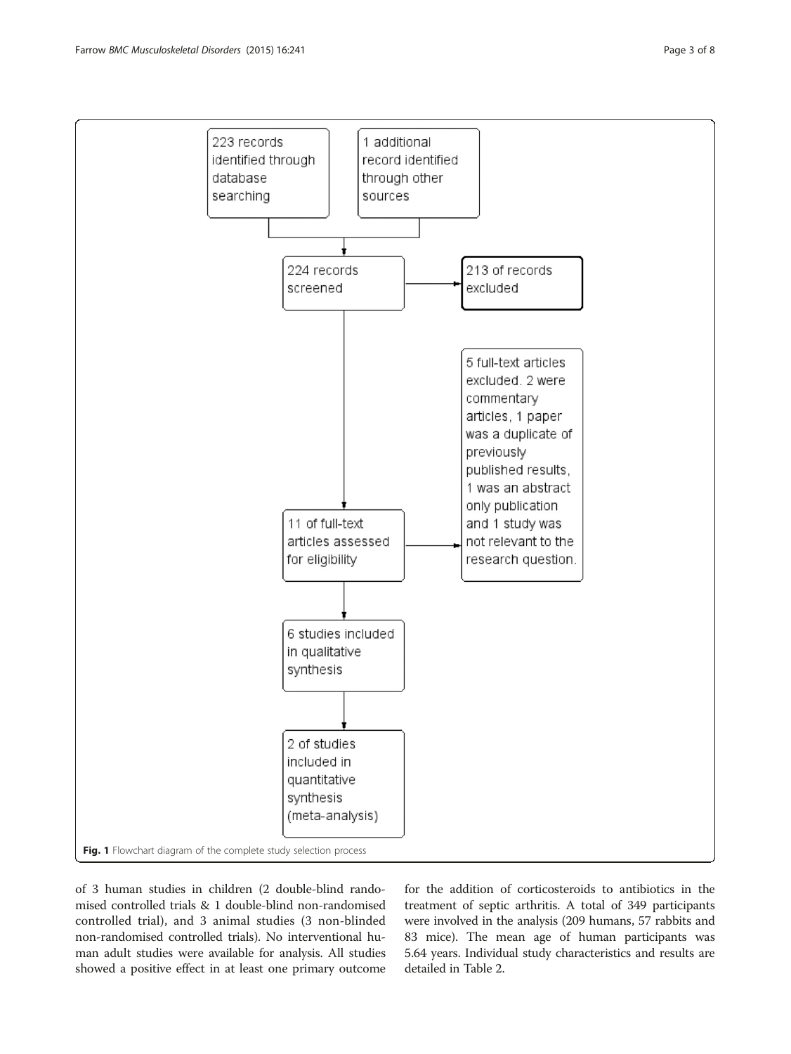223 records identified through database searching

1 additional record identified through other sources

224 records screened

213 of records excluded

11 of full-text articles assessed for eligibility

5 full-text articles excluded. 2 were commentary articles, 1 paper was a duplicate of previously published results, 1 was an abstract only publication and 1 study was not relevant to the research question.

6 studies included in qualitative synthesis

2 of studies included in quantitative synthesis (meta-analysis)

**Fig. 1** Flowchart diagram of the complete study selection process

of 3 human studies in children (2 double-blind randomised controlled trials & 1 double-blind non-randomised controlled trial), and 3 animal studies (3 non-blinded non-randomised controlled trials). No interventional human adult studies were available for analysis. All studies showed a positive effect in at least one primary outcome for the addition of corticosteroids to antibiotics in the treatment of septic arthritis. A total of 349 participants were involved in the analysis (209 humans, 57 rabbits and 83 mice). The mean age of human participants was 5.64 years. Individual study characteristics and results are detailed in Table 2.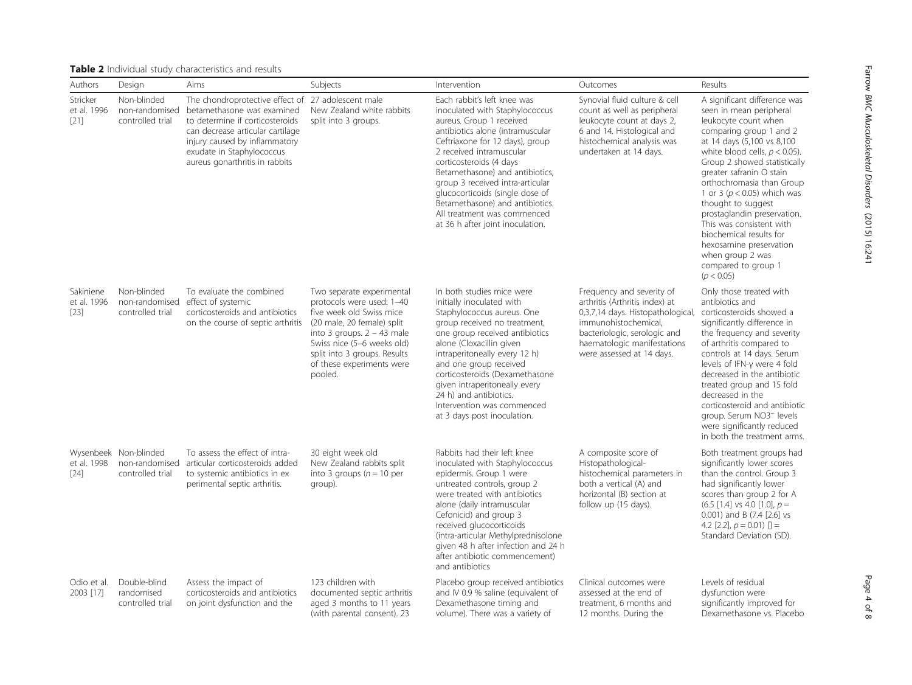**Table 2** Individual study characteristics and results

| Authors | Design | Aims | Subjects | Intervention | Outcomes | Results |
|---|---|---|---|---|---|---|
| Stricker et al. 1996 [21] | Non-blinded non-randomised controlled trial | The chondroprotective effect of betamethasone was examined to determine if corticosteroids can decrease articular cartilage injury caused by inflammatory exudate in Staphylococcus aureus gonarthritis in rabbits | 27 adolescent male New Zealand white rabbits split into 3 groups. | Each rabbit's left knee was inoculated with Staphylococcus aureus. Group 1 received antibiotics alone (intramuscular Ceftriaxone for 12 days), group 2 received intramuscular corticosteroids (4 days Betamethasone) and antibiotics, group 3 received intra-articular glucocorticoids (single dose of Betamethasone) and antibiotics. All treatment was commenced at 36 h after joint inoculation. | Synovial fluid culture & cell count as well as peripheral leukocyte count at days 2, 6 and 14. Histological and histochemical analysis was undertaken at 14 days. | A significant difference was seen in mean peripheral leukocyte count when comparing group 1 and 2 at 14 days (5,100 vs 8,100 white blood cells, $p < 0.05$). Group 2 showed statistically greater safranin O stain orthochromasia than Group 1 or 3 ($p < 0.05$) which was thought to suggest prostaglandin preservation. This was consistent with biochemical results for hexosamine preservation when group 2 was compared to group 1 ($p < 0.05$) |
| Sakiniene et al. 1996 [23] | Non-blinded non-randomised controlled trial | To evaluate the combined effect of systemic corticosteroids and antibiotics on the course of septic arthritis | Two separate experimental protocols were used: 1–40 five week old Swiss mice (20 male, 20 female) split into 3 groups. 2 – 43 male Swiss nice (5–6 weeks old) split into 3 groups. Results of these experiments were pooled. | In both studies mice were initially inoculated with Staphylococcus aureus. One group received no treatment, one group received antibiotics alone (Cloxacillin given intraperitoneally every 12 h) and one group received corticosteroids (Dexamethasone given intraperitoneally every 24 h) and antibiotics. Intervention was commenced at 3 days post inoculation. | Frequency and severity of arthritis (Arthritis index) at 0,3,7,14 days. Histopathological, immunohistochemical, bacteriologic, serologic and haematologic manifestations were assessed at 14 days. | Only those treated with antibiotics and corticosteroids showed a significantly difference in the frequency and severity of arthritis compared to controls at 14 days. Serum levels of IFN-γ were 4 fold decreased in the antibiotic treated group and 15 fold decreased in the corticosteroid and antibiotic group. Serum $NO3^-$ levels were significantly reduced in both the treatment arms. |
| Wysenbeek et al. 1998 [24] | Non-blinded non-randomised controlled trial | To assess the effect of intra-articular corticosteroids added to systemic antibiotics in ex perimental septic arthritis. | 30 eight week old New Zealand rabbits split into 3 groups ($n = 10$ per group). | Rabbits had their left knee inoculated with Staphylococcus epidermis. Group 1 were untreated controls, group 2 were treated with antibiotics alone (daily intramuscular Cefonicid) and group 3 received glucocorticoids (intra-articular Methylprednisolone given 48 h after infection and 24 h after antibiotic commencement) and antibiotics | A composite score of Histopathological-histochemical parameters in both a vertical (A) and horizontal (B) section at follow up (15 days). | Both treatment groups had significantly lower scores than the control. Group 3 had significantly lower scores than group 2 for A (6.5 [1.4] vs 4.0 [1.0], $p =$ 0.001) and B (7.4 [2.6] vs 4.2 [2.2], $p = 0.01$) [] = Standard Deviation (SD). |
| Odio et al. 2003 [17] | Double-blind randomised controlled trial | Assess the impact of corticosteroids and antibiotics on joint dysfunction and the | 123 children with documented septic arthritis aged 3 months to 11 years (with parental consent). 23 | Placebo group received antibiotics and IV 0.9 % saline (equivalent of Dexamethasone timing and volume). There was a variety of | Clinical outcomes were assessed at the end of treatment, 6 months and 12 months. During the | Levels of residual dysfunction were significantly improved for Dexamethasone vs. Placebo |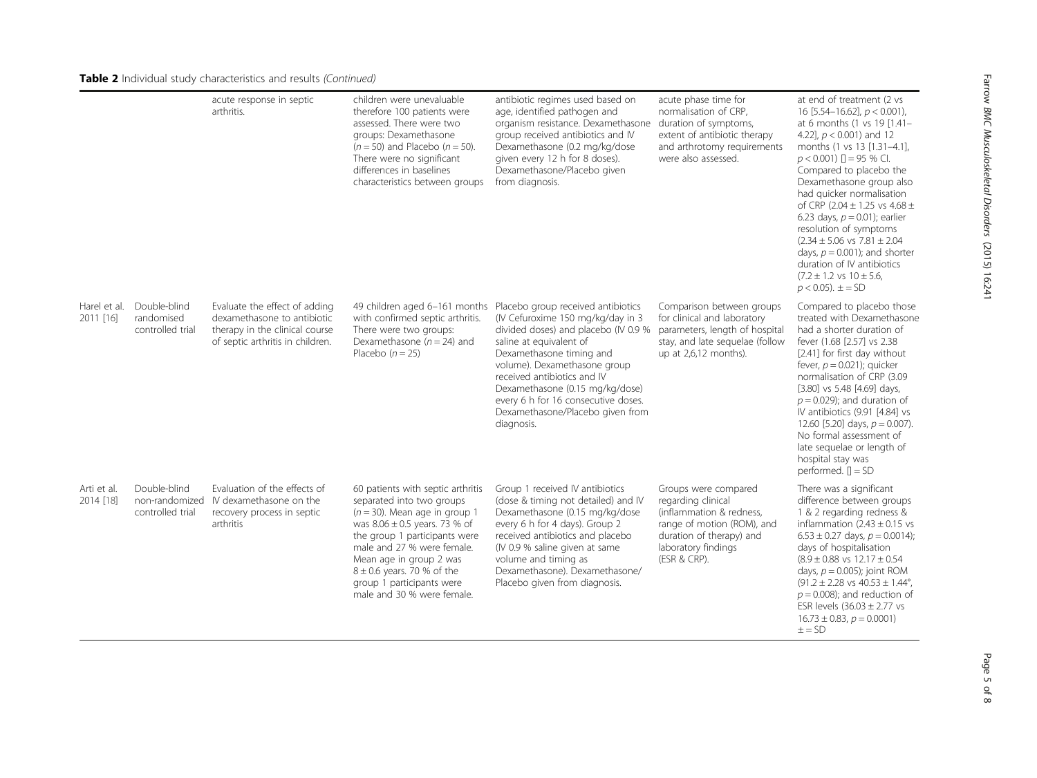**Table 2** Individual study characteristics and results *(Continued)*

| | | | | | | |
|---|---|---|---|---|---|---|
| | | acute response in septic arthritis. | children were unevaluable therefore 100 patients were assessed. There were two groups: Dexamethasone ($n = 50$) and Placebo ($n = 50$). There were no significant differences in baselines characteristics between groups | antibiotic regimes used based on age, identified pathogen and organism resistance. Dexamethasone group received antibiotics and IV Dexamethasone (0.2 mg/kg/dose given every 12 h for 8 doses). Dexamethasone/Placebo given from diagnosis. | acute phase time for normalisation of CRP, duration of symptoms, extent of antibiotic therapy and arthrotomy requirements were also assessed. | at end of treatment (2 vs 16 [5.54–16.62], $p < 0.001$), at 6 months (1 vs 19 [1.41–4.22], $p < 0.001$) and 12 months (1 vs 13 [1.31–4.1], $p < 0.001$) [] = 95 % CI. Compared to placebo the Dexamethasone group also had quicker normalisation of CRP (2.04 ± 1.25 vs 4.68 ± 6.23 days, $p = 0.01$); earlier resolution of symptoms (2.34 ± 5.06 vs 7.81 ± 2.04 days, $p = 0.001$); and shorter duration of IV antibiotics (7.2 ± 1.2 vs 10 ± 5.6, $p < 0.05$). ± = SD |
| Harel et al. 2011 [16] | Double-blind randomised controlled trial | Evaluate the effect of adding dexamethasone to antibiotic therapy in the clinical course of septic arthritis in children. | 49 children aged 6–161 months with confirmed septic arthritis. There were two groups: Dexamethasone ($n = 24$) and Placebo ($n = 25$) | Placebo group received antibiotics (IV Cefuroxime 150 mg/kg/day in 3 divided doses) and placebo (IV 0.9 % saline at equivalent of Dexamethasone timing and volume). Dexamethasone group received antibiotics and IV Dexamethasone (0.15 mg/kg/dose) every 6 h for 16 consecutive doses. Dexamethasone/Placebo given from diagnosis. | Comparison between groups for clinical and laboratory parameters, length of hospital stay, and late sequelae (follow up at 2,6,12 months). | Compared to placebo those treated with Dexamethasone had a shorter duration of fever (1.68 [2.57] vs 2.38 [2.41] for first day without fever, $p = 0.021$); quicker normalisation of CRP (3.09 [3.80] vs 5.48 [4.69] days, $p = 0.029$); and duration of IV antibiotics (9.91 [4.84] vs 12.60 [5.20] days, $p = 0.007$). No formal assessment of late sequelae or length of hospital stay was performed. [] = SD |
| Arti et al. 2014 [18] | Double-blind non-randomized controlled trial | Evaluation of the effects of IV dexamethasone on the recovery process in septic arthritis | 60 patients with septic arthritis separated into two groups ($n = 30$). Mean age in group 1 was 8.06 ± 0.5 years. 73 % of the group 1 participants were male and 27 % were female. Mean age in group 2 was 8 ± 0.6 years. 70 % of the group 1 participants were male and 30 % were female. | Group 1 received IV antibiotics (dose & timing not detailed) and IV Dexamethasone (0.15 mg/kg/dose every 6 h for 4 days). Group 2 received antibiotics and placebo (IV 0.9 % saline given at same volume and timing as Dexamethasone). Dexamethasone/Placebo given from diagnosis. | Groups were compared regarding clinical (inflammation & redness, range of motion (ROM), and duration of therapy) and laboratory findings (ESR & CRP). | There was a significant difference between groups 1 & 2 regarding redness & inflammation (2.43 ± 0.15 vs 6.53 ± 0.27 days, $p = 0.0014$); days of hospitalisation (8.9 ± 0.88 vs 12.17 ± 0.54 days, $p = 0.005$); joint ROM (91.2 ± 2.28 vs 40.53 ± 1.44°, $p = 0.008$); and reduction of ESR levels (36.03 ± 2.77 vs 16.73 ± 0.83, $p = 0.0001$) ± = SD |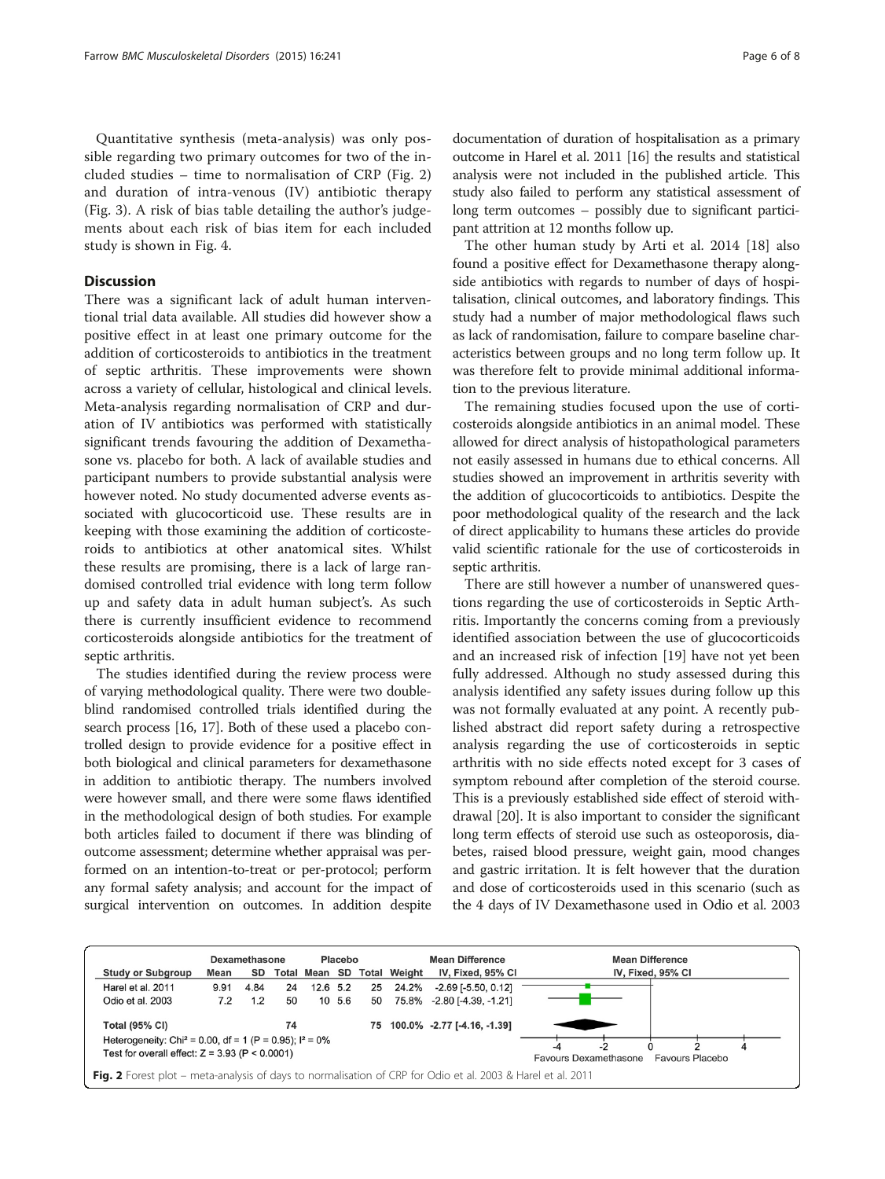Quantitative synthesis (meta-analysis) was only possible regarding two primary outcomes for two of the included studies – time to normalisation of CRP (Fig. 2) and duration of intra-venous (IV) antibiotic therapy (Fig. 3). A risk of bias table detailing the author's judgements about each risk of bias item for each included study is shown in Fig. 4.

## Discussion

There was a significant lack of adult human interventional trial data available. All studies did however show a positive effect in at least one primary outcome for the addition of corticosteroids to antibiotics in the treatment of septic arthritis. These improvements were shown across a variety of cellular, histological and clinical levels. Meta-analysis regarding normalisation of CRP and duration of IV antibiotics was performed with statistically significant trends favouring the addition of Dexamethasone vs. placebo for both. A lack of available studies and participant numbers to provide substantial analysis were however noted. No study documented adverse events associated with glucocorticoid use. These results are in keeping with those examining the addition of corticosteroids to antibiotics at other anatomical sites. Whilst these results are promising, there is a lack of large randomised controlled trial evidence with long term follow up and safety data in adult human subject's. As such there is currently insufficient evidence to recommend corticosteroids alongside antibiotics for the treatment of septic arthritis.

The studies identified during the review process were of varying methodological quality. There were two double-blind randomised controlled trials identified during the search process [16, 17]. Both of these used a placebo controlled design to provide evidence for a positive effect in both biological and clinical parameters for dexamethasone in addition to antibiotic therapy. The numbers involved were however small, and there were some flaws identified in the methodological design of both studies. For example both articles failed to document if there was blinding of outcome assessment; determine whether appraisal was performed on an intention-to-treat or per-protocol; perform any formal safety analysis; and account for the impact of surgical intervention on outcomes. In addition despite documentation of duration of hospitalisation as a primary outcome in Harel et al. 2011 [16] the results and statistical analysis were not included in the published article. This study also failed to perform any statistical assessment of long term outcomes – possibly due to significant participant attrition at 12 months follow up.

The other human study by Arti et al. 2014 [18] also found a positive effect for Dexamethasone therapy alongside antibiotics with regards to number of days of hospitalisation, clinical outcomes, and laboratory findings. This study had a number of major methodological flaws such as lack of randomisation, failure to compare baseline characteristics between groups and no long term follow up. It was therefore felt to provide minimal additional information to the previous literature.

The remaining studies focused upon the use of corticosteroids alongside antibiotics in an animal model. These allowed for direct analysis of histopathological parameters not easily assessed in humans due to ethical concerns. All studies showed an improvement in arthritis severity with the addition of glucocorticoids to antibiotics. Despite the poor methodological quality of the research and the lack of direct applicability to humans these articles do provide valid scientific rationale for the use of corticosteroids in septic arthritis.

There are still however a number of unanswered questions regarding the use of corticosteroids in Septic Arthritis. Importantly the concerns coming from a previously identified association between the use of glucocorticoids and an increased risk of infection [19] have not yet been fully addressed. Although no study assessed during this analysis identified any safety issues during follow up this was not formally evaluated at any point. A recently published abstract did report safety during a retrospective analysis regarding the use of corticosteroids in septic arthritis with no side effects noted except for 3 cases of symptom rebound after completion of the steroid course. This is a previously established side effect of steroid withdrawal [20]. It is also important to consider the significant long term effects of steroid use such as osteoporosis, diabetes, raised blood pressure, weight gain, mood changes and gastric irritation. It is felt however that the duration and dose of corticosteroids used in this scenario (such as the 4 days of IV Dexamethasone used in Odio et al. 2003

Dexamethasone | Placebo | Mean Difference | Mean Difference
Study or Subgroup | Mean | SD | Total | Mean | SD | Total | Weight | IV, Fixed, 95% CI | IV, Fixed, 95% CI
Harel et al. 2011 | 9.91 | 4.84 | 24 | 12.6 | 5.2 | 25 | 24.2% | -2.69 [-5.50, 0.12]
Odio et al. 2003 | 7.2 | 1.2 | 50 | 10 | 5.6 | 50 | 75.8% | -2.80 [-4.39, -1.21]
Total (95% CI) | 74 | 75 | 100.0% | -2.77 [-4.16, -1.39]
Heterogeneity: Chi² = 0.00, df = 1 (P = 0.95); I² = 0%
Test for overall effect: Z = 3.93 (P < 0.0001)
-4 -2 0 2 4
Favours Dexamethasone Favours Placebo

**Fig. 2** Forest plot – meta-analysis of days to normalisation of CRP for Odio et al. 2003 & Harel et al. 2011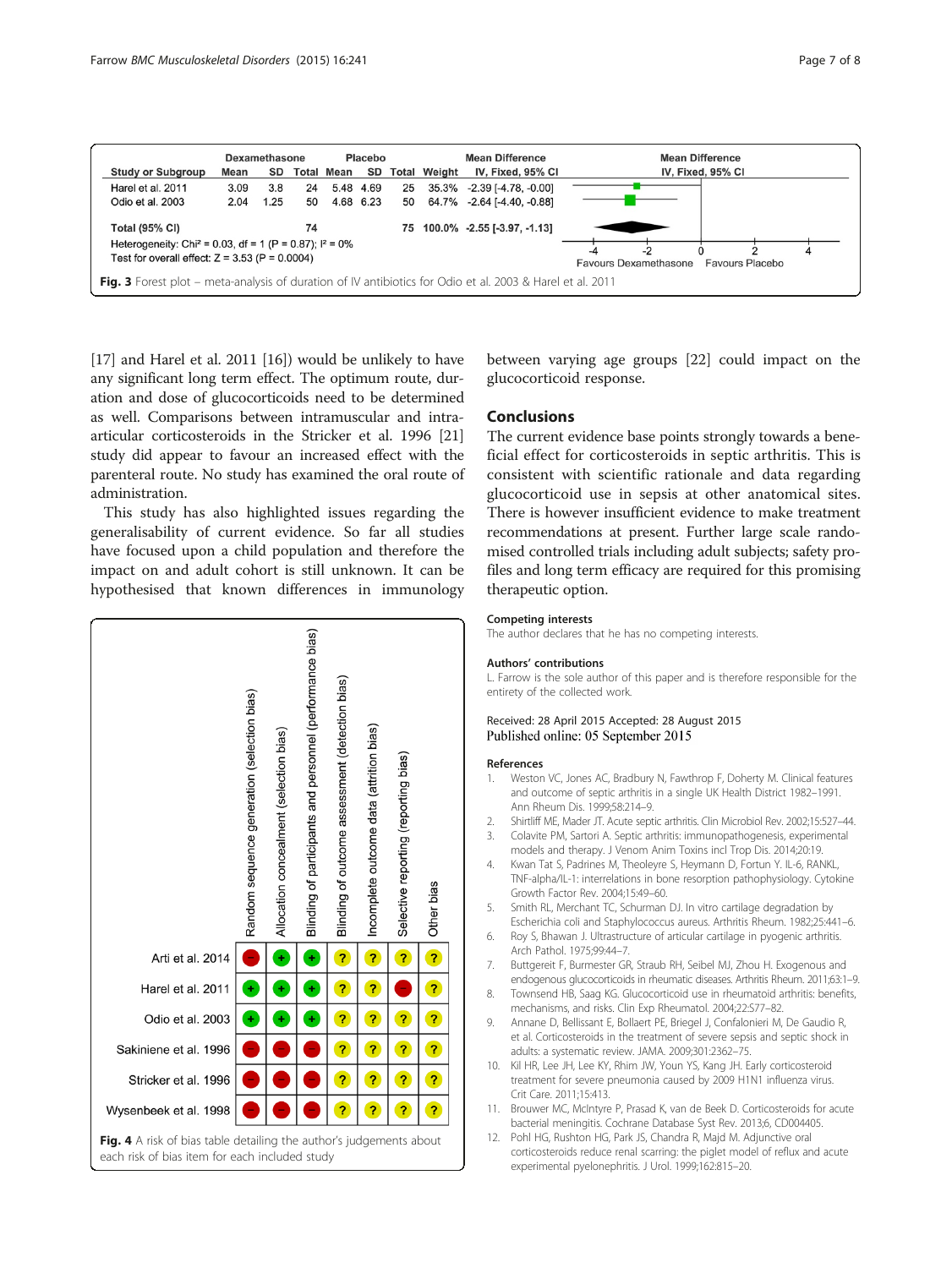| Study or Subgroup | Dexamethasone Mean | SD | Total | Placebo Mean | SD | Total | Weight | Mean Difference IV, Fixed, 95% CI |
|---|---|---|---|---|---|---|---|---|
| Harel et al. 2011 | 3.09 | 3.8 | 24 | 5.48 | 4.69 | 25 | 35.3% | -2.39 [-4.78, -0.00] |
| Odio et al. 2003 | 2.04 | 1.25 | 50 | 4.68 | 6.23 | 50 | 64.7% | -2.64 [-4.40, -0.88] |
| **Total (95% CI)** | | | 74 | | | 75 | 100.0% | -2.55 [-3.97, -1.13] |

Heterogeneity: $Chi^2 = 0.03$, df = 1 ($P = 0.87$); $I^2 = 0\%$

Test for overall effect: $Z = 3.53$ ($P = 0.0004$)

Favours Dexamethasone / Favours Placebo

**Fig. 3** Forest plot – meta-analysis of duration of IV antibiotics for Odio et al. 2003 & Harel et al. 2011

[17] and Harel et al. 2011 [16]) would be unlikely to have any significant long term effect. The optimum route, duration and dose of glucocorticoids need to be determined as well. Comparisons between intramuscular and intra-articular corticosteroids in the Stricker et al. 1996 [21] study did appear to favour an increased effect with the parenteral route. No study has examined the oral route of administration.

This study has also highlighted issues regarding the generalisability of current evidence. So far all studies have focused upon a child population and therefore the impact on and adult cohort is still unknown. It can be hypothesised that known differences in immunology between varying age groups [22] could impact on the glucocorticoid response.

| | Random sequence generation (selection bias) | Allocation concealment (selection bias) | Blinding of participants and personnel (performance bias) | Blinding of outcome assessment (detection bias) | Incomplete outcome data (attrition bias) | Selective reporting (reporting bias) | Other bias |
|---|---|---|---|---|---|---|---|
| Arti et al. 2014 | − | + | + | ? | ? | ? | ? |
| Harel et al. 2011 | + | + | + | ? | ? | − | ? |
| Odio et al. 2003 | + | + | + | ? | ? | ? | ? |
| Sakiniene et al. 1996 | − | − | − | ? | ? | ? | ? |
| Stricker et al. 1996 | − | − | − | ? | ? | ? | ? |
| Wysenbeek et al. 1998 | − | − | − | ? | ? | ? | ? |

**Fig. 4** A risk of bias table detailing the author's judgements about each risk of bias item for each included study

## Conclusions

The current evidence base points strongly towards a beneficial effect for corticosteroids in septic arthritis. This is consistent with scientific rationale and data regarding glucocorticoid use in sepsis at other anatomical sites. There is however insufficient evidence to make treatment recommendations at present. Further large scale randomised controlled trials including adult subjects; safety profiles and long term efficacy are required for this promising therapeutic option.

### Competing interests

The author declares that he has no competing interests.

### Authors' contributions

L. Farrow is the sole author of this paper and is therefore responsible for the entirety of the collected work.

Received: 28 April 2015 Accepted: 28 August 2015
Published online: 05 September 2015

### References

1. Weston VC, Jones AC, Bradbury N, Fawthrop F, Doherty M. Clinical features and outcome of septic arthritis in a single UK Health District 1982–1991. Ann Rheum Dis. 1999;58:214–9.
2. Shirtliff ME, Mader JT. Acute septic arthritis. Clin Microbiol Rev. 2002;15:527–44.
3. Colavite PM, Sartori A. Septic arthritis: immunopathogenesis, experimental models and therapy. J Venom Anim Toxins incl Trop Dis. 2014;20:19.
4. Kwan Tat S, Padrines M, Theoleyre S, Heymann D, Fortun Y. IL-6, RANKL, TNF-alpha/IL-1: interrelations in bone resorption pathophysiology. Cytokine Growth Factor Rev. 2004;15:49–60.
5. Smith RL, Merchant TC, Schurman DJ. In vitro cartilage degradation by Escherichia coli and Staphylococcus aureus. Arthritis Rheum. 1982;25:441–6.
6. Roy S, Bhawan J. Ultrastructure of articular cartilage in pyogenic arthritis. Arch Pathol. 1975;99:44–7.
7. Buttgereit F, Burmester GR, Straub RH, Seibel MJ, Zhou H. Exogenous and endogenous glucocorticoids in rheumatic diseases. Arthritis Rheum. 2011;63:1–9.
8. Townsend HB, Saag KG. Glucocorticoid use in rheumatoid arthritis: benefits, mechanisms, and risks. Clin Exp Rheumatol. 2004;22:S77–82.
9. Annane D, Bellissant E, Bollaert PE, Briegel J, Confalonieri M, De Gaudio R, et al. Corticosteroids in the treatment of severe sepsis and septic shock in adults: a systematic review. JAMA. 2009;301:2362–75.
10. Kil HR, Lee JH, Lee KY, Rhim JW, Youn YS, Kang JH. Early corticosteroid treatment for severe pneumonia caused by 2009 H1N1 influenza virus. Crit Care. 2011;15:413.
11. Brouwer MC, McIntyre P, Prasad K, van de Beek D. Corticosteroids for acute bacterial meningitis. Cochrane Database Syst Rev. 2013;6, CD004405.
12. Pohl HG, Rushton HG, Park JS, Chandra R, Majd M. Adjunctive oral corticosteroids reduce renal scarring: the piglet model of reflux and acute experimental pyelonephritis. J Urol. 1999;162:815–20.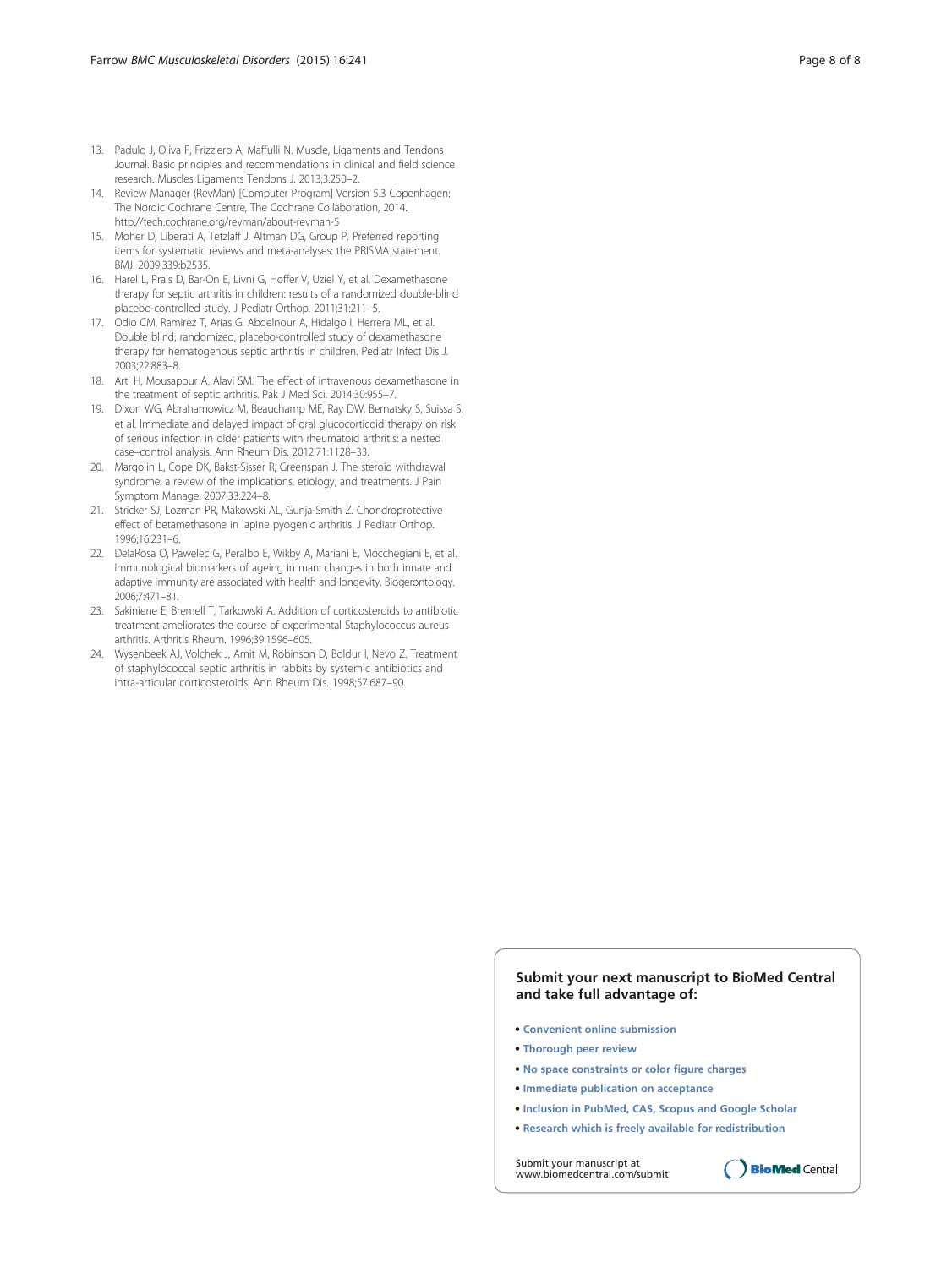13. Padulo J, Oliva F, Frizziero A, Maffulli N. Muscle, Ligaments and Tendons Journal. Basic principles and recommendations in clinical and field science research. Muscles Ligaments Tendons J. 2013;3:250–2.
14. Review Manager (RevMan) [Computer Program] Version 5.3 Copenhagen: The Nordic Cochrane Centre, The Cochrane Collaboration, 2014. http://tech.cochrane.org/revman/about-revman-5
15. Moher D, Liberati A, Tetzlaff J, Altman DG, Group P. Preferred reporting items for systematic reviews and meta-analyses: the PRISMA statement. BMJ. 2009;339:b2535.
16. Harel L, Prais D, Bar-On E, Livni G, Hoffer V, Uziel Y, et al. Dexamethasone therapy for septic arthritis in children: results of a randomized double-blind placebo-controlled study. J Pediatr Orthop. 2011;31:211–5.
17. Odio CM, Ramirez T, Arias G, Abdelnour A, Hidalgo I, Herrera ML, et al. Double blind, randomized, placebo-controlled study of dexamethasone therapy for hematogenous septic arthritis in children. Pediatr Infect Dis J. 2003;22:883–8.
18. Arti H, Mousapour A, Alavi SM. The effect of intravenous dexamethasone in the treatment of septic arthritis. Pak J Med Sci. 2014;30:955–7.
19. Dixon WG, Abrahamowicz M, Beauchamp ME, Ray DW, Bernatsky S, Suissa S, et al. Immediate and delayed impact of oral glucocorticoid therapy on risk of serious infection in older patients with rheumatoid arthritis: a nested case–control analysis. Ann Rheum Dis. 2012;71:1128–33.
20. Margolin L, Cope DK, Bakst-Sisser R, Greenspan J. The steroid withdrawal syndrome: a review of the implications, etiology, and treatments. J Pain Symptom Manage. 2007;33:224–8.
21. Stricker SJ, Lozman PR, Makowski AL, Gunja-Smith Z. Chondroprotective effect of betamethasone in lapine pyogenic arthritis. J Pediatr Orthop. 1996;16:231–6.
22. DelaRosa O, Pawelec G, Peralbo E, Wikby A, Mariani E, Mocchegiani E, et al. Immunological biomarkers of ageing in man: changes in both innate and adaptive immunity are associated with health and longevity. Biogerontology. 2006;7:471–81.
23. Sakiniene E, Bremell T, Tarkowski A. Addition of corticosteroids to antibiotic treatment ameliorates the course of experimental Staphylococcus aureus arthritis. Arthritis Rheum. 1996;39:1596–605.
24. Wysenbeek AJ, Volchek J, Amit M, Robinson D, Boldur I, Nevo Z. Treatment of staphylococcal septic arthritis in rabbits by systemic antibiotics and intra-articular corticosteroids. Ann Rheum Dis. 1998;57:687–90.

**Submit your next manuscript to BioMed Central and take full advantage of:**

- **Convenient online submission**
- **Thorough peer review**
- **No space constraints or color figure charges**
- **Immediate publication on acceptance**
- **Inclusion in PubMed, CAS, Scopus and Google Scholar**
- **Research which is freely available for redistribution**

Submit your manuscript at
www.biomedcentral.com/submit

BioMed Central